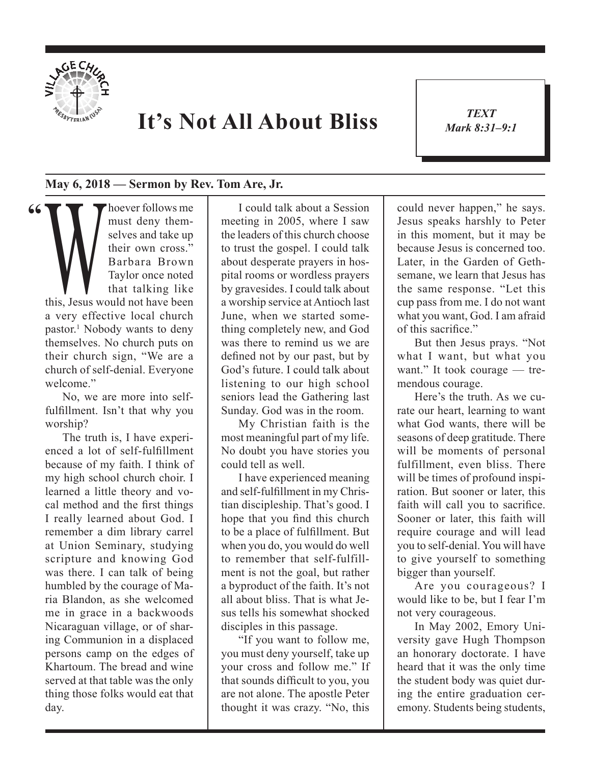# It's Not All About Bliss

*TEXT*
*Mark 8:31–9:1*

**May 6, 2018 — Sermon by Rev. Tom Are, Jr.**

"Whoever follows me must deny themselves and take up their own cross." Barbara Brown Taylor once noted that talking like this, Jesus would not have been a very effective local church pastor.[1] Nobody wants to deny themselves. No church puts on their church sign, "We are a church of self-denial. Everyone welcome."

No, we are more into self-fulfillment. Isn't that why you worship?

The truth is, I have experienced a lot of self-fulfillment because of my faith. I think of my high school church choir. I learned a little theory and vocal method and the first things I really learned about God. I remember a dim library carrel at Union Seminary, studying scripture and knowing God was there. I can talk of being humbled by the courage of Maria Blandon, as she welcomed me in grace in a backwoods Nicaraguan village, or of sharing Communion in a displaced persons camp on the edges of Khartoum. The bread and wine served at that table was the only thing those folks would eat that day.

I could talk about a Session meeting in 2005, where I saw the leaders of this church choose to trust the gospel. I could talk about desperate prayers in hospital rooms or wordless prayers by gravesides. I could talk about a worship service at Antioch last June, when we started something completely new, and God was there to remind us we are defined not by our past, but by God's future. I could talk about listening to our high school seniors lead the Gathering last Sunday. God was in the room.

My Christian faith is the most meaningful part of my life. No doubt you have stories you could tell as well.

I have experienced meaning and self-fulfillment in my Christian discipleship. That's good. I hope that you find this church to be a place of fulfillment. But when you do, you would do well to remember that self-fulfillment is not the goal, but rather a byproduct of the faith. It's not all about bliss. That is what Jesus tells his somewhat shocked disciples in this passage.

"If you want to follow me, you must deny yourself, take up your cross and follow me." If that sounds difficult to you, you are not alone. The apostle Peter thought it was crazy. "No, this could never happen," he says. Jesus speaks harshly to Peter in this moment, but it may be because Jesus is concerned too. Later, in the Garden of Gethsemane, we learn that Jesus has the same response. "Let this cup pass from me. I do not want what you want, God. I am afraid of this sacrifice."

But then Jesus prays. "Not what I want, but what you want." It took courage — tremendous courage.

Here's the truth. As we curate our heart, learning to want what God wants, there will be seasons of deep gratitude. There will be moments of personal fulfillment, even bliss. There will be times of profound inspiration. But sooner or later, this faith will call you to sacrifice. Sooner or later, this faith will require courage and will lead you to self-denial. You will have to give yourself to something bigger than yourself.

Are you courageous? I would like to be, but I fear I'm not very courageous.

In May 2002, Emory University gave Hugh Thompson an honorary doctorate. I have heard that it was the only time the student body was quiet during the entire graduation ceremony. Students being students,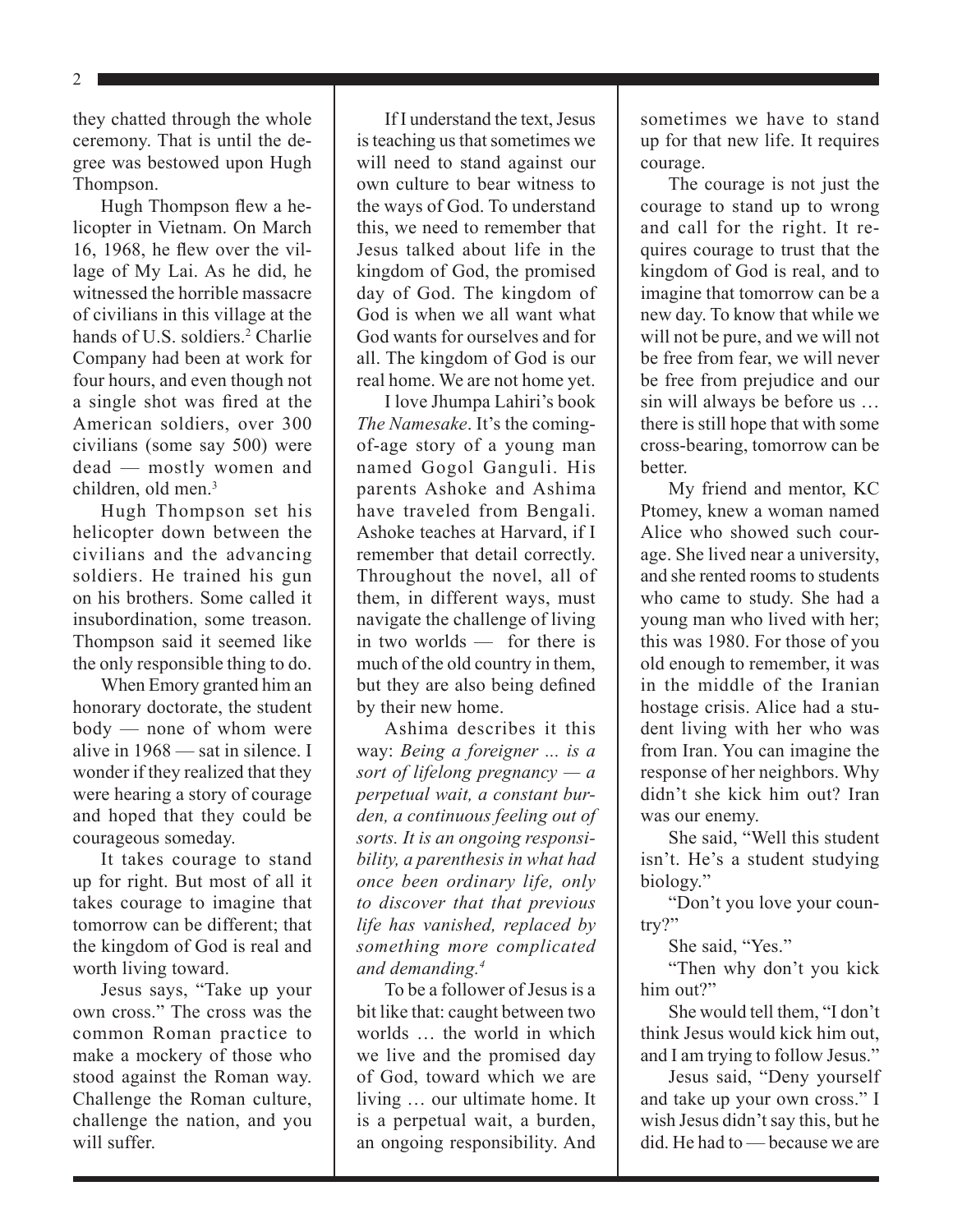they chatted through the whole ceremony. That is until the degree was bestowed upon Hugh Thompson.

Hugh Thompson flew a helicopter in Vietnam. On March 16, 1968, he flew over the village of My Lai. As he did, he witnessed the horrible massacre of civilians in this village at the hands of U.S. soldiers.[2] Charlie Company had been at work for four hours, and even though not a single shot was fired at the American soldiers, over 300 civilians (some say 500) were dead — mostly women and children, old men.[3]

Hugh Thompson set his helicopter down between the civilians and the advancing soldiers. He trained his gun on his brothers. Some called it insubordination, some treason. Thompson said it seemed like the only responsible thing to do.

When Emory granted him an honorary doctorate, the student body — none of whom were alive in 1968 — sat in silence. I wonder if they realized that they were hearing a story of courage and hoped that they could be courageous someday.

It takes courage to stand up for right. But most of all it takes courage to imagine that tomorrow can be different; that the kingdom of God is real and worth living toward.

Jesus says, "Take up your own cross." The cross was the common Roman practice to make a mockery of those who stood against the Roman way. Challenge the Roman culture, challenge the nation, and you will suffer.

If I understand the text, Jesus is teaching us that sometimes we will need to stand against our own culture to bear witness to the ways of God. To understand this, we need to remember that Jesus talked about life in the kingdom of God, the promised day of God. The kingdom of God is when we all want what God wants for ourselves and for all. The kingdom of God is our real home. We are not home yet.

I love Jhumpa Lahiri's book *The Namesake*. It's the coming-of-age story of a young man named Gogol Ganguli. His parents Ashoke and Ashima have traveled from Bengali. Ashoke teaches at Harvard, if I remember that detail correctly. Throughout the novel, all of them, in different ways, must navigate the challenge of living in two worlds — for there is much of the old country in them, but they are also being defined by their new home.

Ashima describes it this way: *Being a foreigner ... is a sort of lifelong pregnancy — a perpetual wait, a constant burden, a continuous feeling out of sorts. It is an ongoing responsibility, a parenthesis in what had once been ordinary life, only to discover that that previous life has vanished, replaced by something more complicated and demanding.*[4]

To be a follower of Jesus is a bit like that: caught between two worlds … the world in which we live and the promised day of God, toward which we are living … our ultimate home. It is a perpetual wait, a burden, an ongoing responsibility. And sometimes we have to stand up for that new life. It requires courage.

The courage is not just the courage to stand up to wrong and call for the right. It requires courage to trust that the kingdom of God is real, and to imagine that tomorrow can be a new day. To know that while we will not be pure, and we will not be free from fear, we will never be free from prejudice and our sin will always be before us … there is still hope that with some cross-bearing, tomorrow can be better.

My friend and mentor, KC Ptomey, knew a woman named Alice who showed such courage. She lived near a university, and she rented rooms to students who came to study. She had a young man who lived with her; this was 1980. For those of you old enough to remember, it was in the middle of the Iranian hostage crisis. Alice had a student living with her who was from Iran. You can imagine the response of her neighbors. Why didn't she kick him out? Iran was our enemy.

She said, "Well this student isn't. He's a student studying biology."

"Don't you love your country?"

She said, "Yes."

"Then why don't you kick him out?"

She would tell them, "I don't think Jesus would kick him out, and I am trying to follow Jesus."

Jesus said, "Deny yourself and take up your own cross." I wish Jesus didn't say this, but he did. He had to — because we are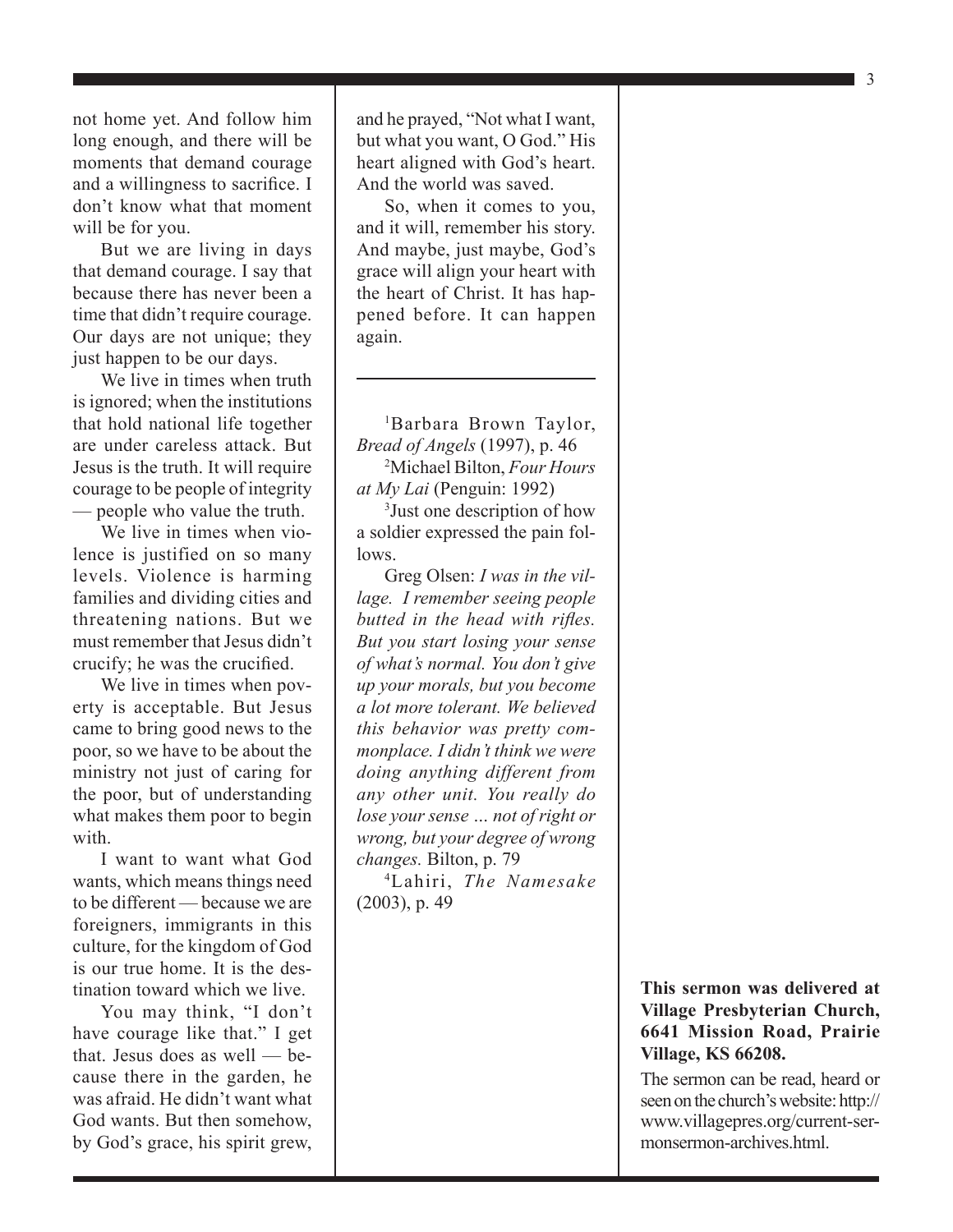not home yet. And follow him long enough, and there will be moments that demand courage and a willingness to sacrifice. I don't know what that moment will be for you.

But we are living in days that demand courage. I say that because there has never been a time that didn't require courage. Our days are not unique; they just happen to be our days.

We live in times when truth is ignored; when the institutions that hold national life together are under careless attack. But Jesus is the truth. It will require courage to be people of integrity — people who value the truth.

We live in times when violence is justified on so many levels. Violence is harming families and dividing cities and threatening nations. But we must remember that Jesus didn't crucify; he was the crucified.

We live in times when poverty is acceptable. But Jesus came to bring good news to the poor, so we have to be about the ministry not just of caring for the poor, but of understanding what makes them poor to begin with.

I want to want what God wants, which means things need to be different — because we are foreigners, immigrants in this culture, for the kingdom of God is our true home. It is the destination toward which we live.

You may think, "I don't have courage like that." I get that. Jesus does as well — because there in the garden, he was afraid. He didn't want what God wants. But then somehow, by God's grace, his spirit grew, and he prayed, "Not what I want, but what you want, O God." His heart aligned with God's heart. And the world was saved.

So, when it comes to you, and it will, remember his story. And maybe, just maybe, God's grace will align your heart with the heart of Christ. It has happened before. It can happen again.

---

[1]Barbara Brown Taylor, *Bread of Angels* (1997), p. 46

[2]Michael Bilton, *Four Hours at My Lai* (Penguin: 1992)

[3]Just one description of how a soldier expressed the pain follows.

Greg Olsen: *I was in the village. I remember seeing people butted in the head with rifles. But you start losing your sense of what's normal. You don't give up your morals, but you become a lot more tolerant. We believed this behavior was pretty commonplace. I didn't think we were doing anything different from any other unit. You really do lose your sense … not of right or wrong, but your degree of wrong changes.* Bilton, p. 79

[4]Lahiri, *The Namesake* (2003), p. 49

**This sermon was delivered at Village Presbyterian Church, 6641 Mission Road, Prairie Village, KS 66208.**

The sermon can be read, heard or seen on the church's website: http://www.villagepres.org/current-sermonsermon-archives.html.